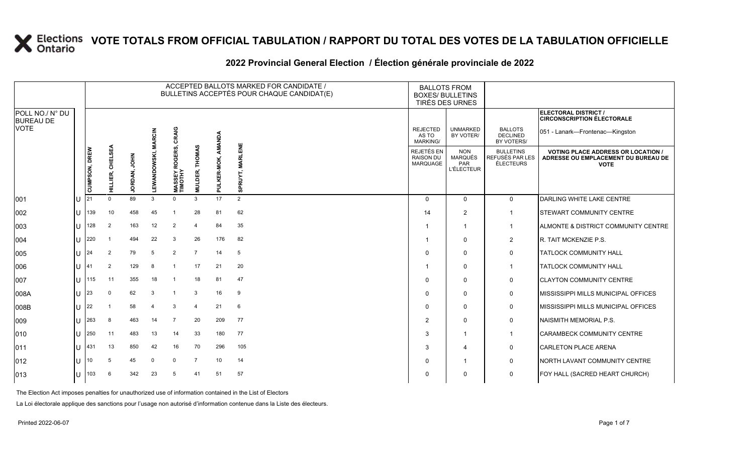# VOTE TOTALS FROM OFFICIAL TABULATION / RAPPORT DU TOTAL DES VOTES DE LA TABULATION OFFICIELLE

## 2022 Provincial General Election / Élection générale provinciale de 2022

**ELECTORAL DISTRICT / CIRCONSCRIPTION ÉLECTORALE:** 051 - Lanark—Frontenac—Kingston

| POLL NO./ N° DU BUREAU DE VOTE | | ACCEPTED BALLOTS MARKED FOR CANDIDATE / BULLETINS ACCEPTÉS POUR CHAQUE CANDIDAT(E) | | | | | | | | BALLOTS FROM BOXES/ BULLETINS TIRÉS DES URNES | | | |
|---|---|---|---|---|---|---|---|---|---|---|---|---|---|
| | | CUMPSON, DREW | HILLIER, CHELSEA | JORDAN, JOHN | LEWANDOWSKI, MARCIN | MASSEY ROGERS, CRAIG TIMOTHY | MULDER, THOMAS | PULKER-MOK, AMANDA | SPRUYT, MARLENE | REJECTED AS TO MARKING/ REJETÉS EN RAISON DU MARQUAGE | UNMARKED BY VOTER/ NON MARQUÉS PAR L'ÉLECTEUR | BALLOTS DECLINED BY VOTERS/ BULLETINS REFUSÉS PAR LES ÉLECTEURS | VOTING PLACE ADDRESS OR LOCATION / ADRESSE OU EMPLACEMENT DU BUREAU DE VOTE |
| 001 | U | 21 | 0 | 89 | 3 | 0 | 3 | 17 | 2 | 0 | 0 | 0 | DARLING WHITE LAKE CENTRE |
| 002 | U | 139 | 10 | 458 | 45 | 1 | 28 | 81 | 62 | 14 | 2 | 1 | STEWART COMMUNITY CENTRE |
| 003 | U | 128 | 2 | 163 | 12 | 2 | 4 | 84 | 35 | 1 | 1 | 1 | ALMONTE & DISTRICT COMMUNITY CENTRE |
| 004 | U | 220 | 1 | 494 | 22 | 3 | 26 | 176 | 82 | 1 | 0 | 2 | R. TAIT MCKENZIE P.S. |
| 005 | U | 24 | 2 | 79 | 5 | 2 | 7 | 14 | 5 | 0 | 0 | 0 | TATLOCK COMMUNITY HALL |
| 006 | U | 41 | 2 | 129 | 8 | 1 | 17 | 21 | 20 | 1 | 0 | 1 | TATLOCK COMMUNITY HALL |
| 007 | U | 115 | 11 | 355 | 18 | 1 | 18 | 81 | 47 | 0 | 0 | 0 | CLAYTON COMMUNITY CENTRE |
| 008A | U | 23 | 0 | 62 | 3 | 1 | 3 | 16 | 9 | 0 | 0 | 0 | MISSISSIPPI MILLS MUNICIPAL OFFICES |
| 008B | U | 22 | 1 | 58 | 4 | 3 | 4 | 21 | 6 | 0 | 0 | 0 | MISSISSIPPI MILLS MUNICIPAL OFFICES |
| 009 | U | 263 | 8 | 463 | 14 | 7 | 20 | 209 | 77 | 2 | 0 | 0 | NAISMITH MEMORIAL P.S. |
| 010 | U | 250 | 11 | 483 | 13 | 14 | 33 | 180 | 77 | 3 | 1 | 1 | CARAMBECK COMMUNITY CENTRE |
| 011 | U | 431 | 13 | 850 | 42 | 16 | 70 | 296 | 105 | 3 | 4 | 0 | CARLETON PLACE ARENA |
| 012 | U | 10 | 5 | 45 | 0 | 0 | 7 | 10 | 14 | 0 | 1 | 0 | NORTH LAVANT COMMUNITY CENTRE |
| 013 | U | 103 | 6 | 342 | 23 | 5 | 41 | 51 | 57 | 0 | 0 | 0 | FOY HALL (SACRED HEART CHURCH) |

The Election Act imposes penalties for unauthorized use of information contained in the List of Electors

La Loi électorale applique des sanctions pour l'usage non autorisé d'information contenue dans la Liste des électeurs.

Printed 2022-06-07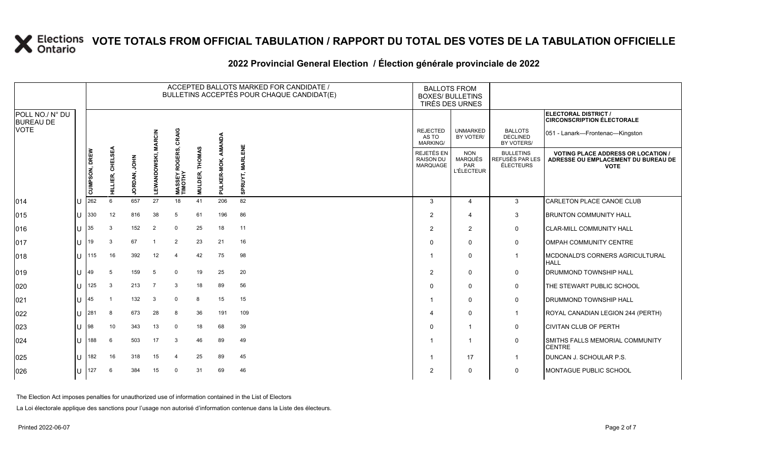# VOTE TOTALS FROM OFFICIAL TABULATION / RAPPORT DU TOTAL DES VOTES DE LA TABULATION OFFICIELLE

## 2022 Provincial General Election / Élection générale provinciale de 2022

**ELECTORAL DISTRICT / CIRCONSCRIPTION ÉLECTORALE**: 051 - Lanark—Frontenac—Kingston

| POLL NO./ N° DU BUREAU DE VOTE | | ACCEPTED BALLOTS MARKED FOR CANDIDATE / BULLETINS ACCEPTÉS POUR CHAQUE CANDIDAT(E) | | | | | | | | BALLOTS FROM BOXES/ BULLETINS TIRÉS DES URNES | | | |
|---|---|---|---|---|---|---|---|---|---|---|---|---|---|
| | | CUMPSON, DREW | HILLIER, CHELSEA | JORDAN, JOHN | LEWANDOWSKI, MARCIN | MASSEY ROGERS, CRAIG TIMOTHY | MULDER, THOMAS | PULKER-MOK, AMANDA | SPRUYT, MARLENE | REJECTED AS TO MARKING/ REJETÉS EN RAISON DU MARQUAGE | UNMARKED BY VOTER/ NON MARQUÉS PAR L'ÉLECTEUR | BALLOTS DECLINED BY VOTERS/ BULLETINS REFUSÉS PAR LES ÉLECTEURS | VOTING PLACE ADDRESS OR LOCATION / ADRESSE OU EMPLACEMENT DU BUREAU DE VOTE |
| 014 | U | 262 | 6 | 657 | 27 | 18 | 41 | 206 | 82 | 3 | 4 | 3 | CARLETON PLACE CANOE CLUB |
| 015 | U | 330 | 12 | 816 | 38 | 5 | 61 | 196 | 86 | 2 | 4 | 3 | BRUNTON COMMUNITY HALL |
| 016 | U | 35 | 3 | 152 | 2 | 0 | 25 | 18 | 11 | 2 | 2 | 0 | CLAR-MILL COMMUNITY HALL |
| 017 | U | 19 | 3 | 67 | 1 | 2 | 23 | 21 | 16 | 0 | 0 | 0 | OMPAH COMMUNITY CENTRE |
| 018 | U | 115 | 16 | 392 | 12 | 4 | 42 | 75 | 98 | 1 | 0 | 1 | MCDONALD'S CORNERS AGRICULTURAL HALL |
| 019 | U | 49 | 5 | 159 | 5 | 0 | 19 | 25 | 20 | 2 | 0 | 0 | DRUMMOND TOWNSHIP HALL |
| 020 | U | 125 | 3 | 213 | 7 | 3 | 18 | 89 | 56 | 0 | 0 | 0 | THE STEWART PUBLIC SCHOOL |
| 021 | U | 45 | 1 | 132 | 3 | 0 | 8 | 15 | 15 | 1 | 0 | 0 | DRUMMOND TOWNSHIP HALL |
| 022 | U | 281 | 8 | 673 | 28 | 8 | 36 | 191 | 109 | 4 | 0 | 1 | ROYAL CANADIAN LEGION 244 (PERTH) |
| 023 | U | 98 | 10 | 343 | 13 | 0 | 18 | 68 | 39 | 0 | 1 | 0 | CIVITAN CLUB OF PERTH |
| 024 | U | 188 | 6 | 503 | 17 | 3 | 46 | 89 | 49 | 1 | 1 | 0 | SMITHS FALLS MEMORIAL COMMUNITY CENTRE |
| 025 | U | 182 | 16 | 318 | 15 | 4 | 25 | 89 | 45 | 1 | 17 | 1 | DUNCAN J. SCHOULAR P.S. |
| 026 | U | 127 | 6 | 384 | 15 | 0 | 31 | 69 | 46 | 2 | 0 | 0 | MONTAGUE PUBLIC SCHOOL |

The Election Act imposes penalties for unauthorized use of information contained in the List of Electors

La Loi électorale applique des sanctions pour l'usage non autorisé d'information contenue dans la Liste des électeurs.

Printed 2022-06-07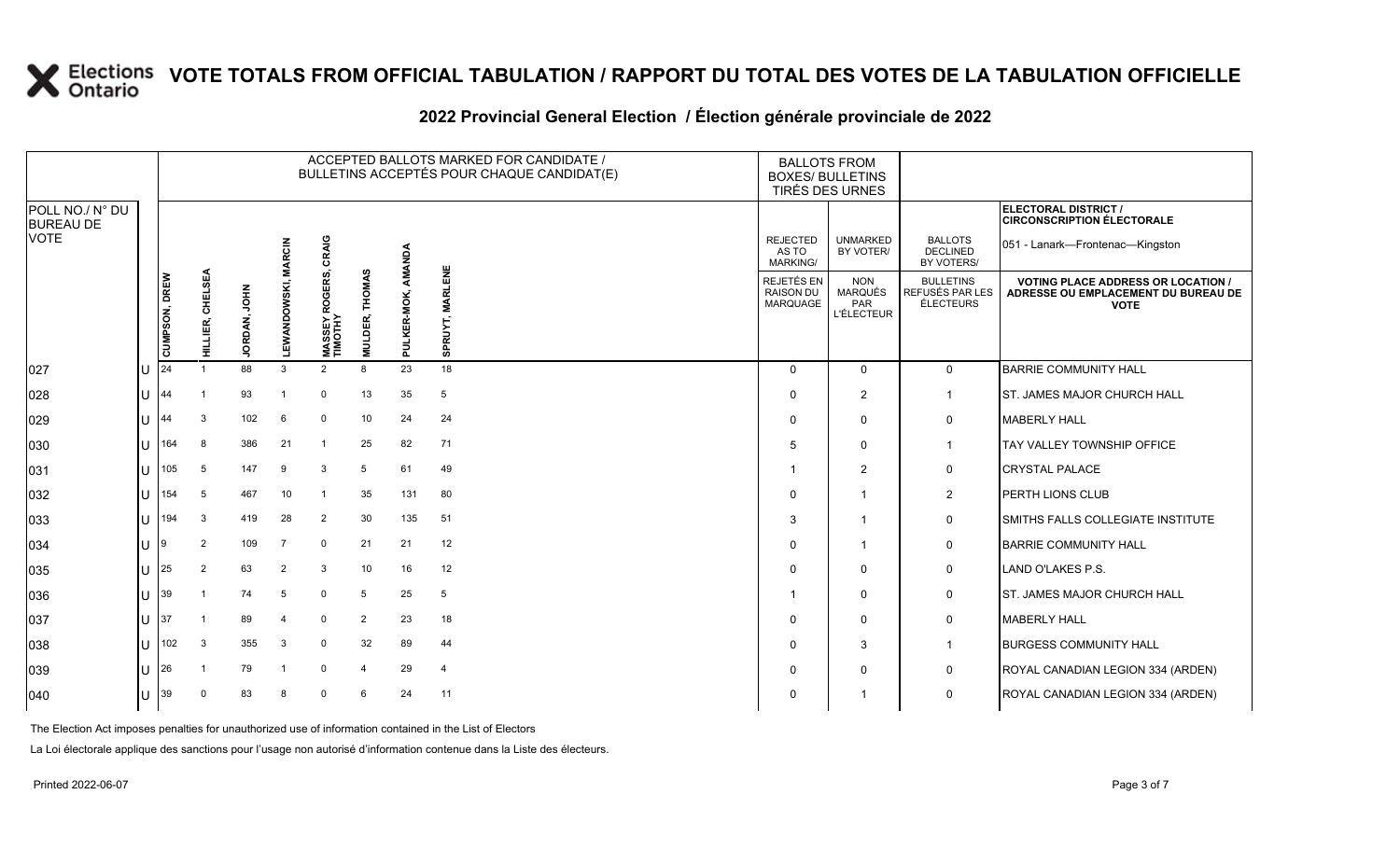# VOTE TOTALS FROM OFFICIAL TABULATION / RAPPORT DU TOTAL DES VOTES DE LA TABULATION OFFICIELLE

## 2022 Provincial General Election / Élection générale provinciale de 2022

ELECTORAL DISTRICT / CIRCONSCRIPTION ÉLECTORALE: 051 - Lanark—Frontenac—Kingston

| POLL NO./ N° DU BUREAU DE VOTE | | ACCEPTED BALLOTS MARKED FOR CANDIDATE / BULLETINS ACCEPTÉS POUR CHAQUE CANDIDAT(E) | | | | | | | | BALLOTS FROM BOXES/ BULLETINS TIRÉS DES URNES | | | |
|---|---|---|---|---|---|---|---|---|---|---|---|---|---|
| | | CUMPSON, DREW | HILLIER, CHELSEA | JORDAN, JOHN | LEWANDOWSKI, MARCIN | MASSEY ROGERS, CRAIG TIMOTHY | MULDER, THOMAS | PULKER-MOK, AMANDA | SPRUYT, MARLENE | REJECTED AS TO MARKING/ REJETÉS EN RAISON DU MARQUAGE | UNMARKED BY VOTER/ NON MARQUÉS PAR L'ÉLECTEUR | BALLOTS DECLINED BY VOTERS/ BULLETINS REFUSÉS PAR LES ÉLECTEURS | VOTING PLACE ADDRESS OR LOCATION / ADRESSE OU EMPLACEMENT DU BUREAU DE VOTE |
| 027 | U | 24 | 1 | 88 | 3 | 2 | 8 | 23 | 18 | 0 | 0 | 0 | BARRIE COMMUNITY HALL |
| 028 | U | 44 | 1 | 93 | 1 | 0 | 13 | 35 | 5 | 0 | 2 | 1 | ST. JAMES MAJOR CHURCH HALL |
| 029 | U | 44 | 3 | 102 | 6 | 0 | 10 | 24 | 24 | 0 | 0 | 0 | MABERLY HALL |
| 030 | U | 164 | 8 | 386 | 21 | 1 | 25 | 82 | 71 | 5 | 0 | 1 | TAY VALLEY TOWNSHIP OFFICE |
| 031 | U | 105 | 5 | 147 | 9 | 3 | 5 | 61 | 49 | 1 | 2 | 0 | CRYSTAL PALACE |
| 032 | U | 154 | 5 | 467 | 10 | 1 | 35 | 131 | 80 | 0 | 1 | 2 | PERTH LIONS CLUB |
| 033 | U | 194 | 3 | 419 | 28 | 2 | 30 | 135 | 51 | 3 | 1 | 0 | SMITHS FALLS COLLEGIATE INSTITUTE |
| 034 | U | 9 | 2 | 109 | 7 | 0 | 21 | 21 | 12 | 0 | 1 | 0 | BARRIE COMMUNITY HALL |
| 035 | U | 25 | 2 | 63 | 2 | 3 | 10 | 16 | 12 | 0 | 0 | 0 | LAND O'LAKES P.S. |
| 036 | U | 39 | 1 | 74 | 5 | 0 | 5 | 25 | 5 | 1 | 0 | 0 | ST. JAMES MAJOR CHURCH HALL |
| 037 | U | 37 | 1 | 89 | 4 | 0 | 2 | 23 | 18 | 0 | 0 | 0 | MABERLY HALL |
| 038 | U | 102 | 3 | 355 | 3 | 0 | 32 | 89 | 44 | 0 | 3 | 1 | BURGESS COMMUNITY HALL |
| 039 | U | 26 | 1 | 79 | 1 | 0 | 4 | 29 | 4 | 0 | 0 | 0 | ROYAL CANADIAN LEGION 334 (ARDEN) |
| 040 | U | 39 | 0 | 83 | 8 | 0 | 6 | 24 | 11 | 0 | 1 | 0 | ROYAL CANADIAN LEGION 334 (ARDEN) |

The Election Act imposes penalties for unauthorized use of information contained in the List of Electors

La Loi électorale applique des sanctions pour l'usage non autorisé d'information contenue dans la Liste des électeurs.

Printed 2022-06-07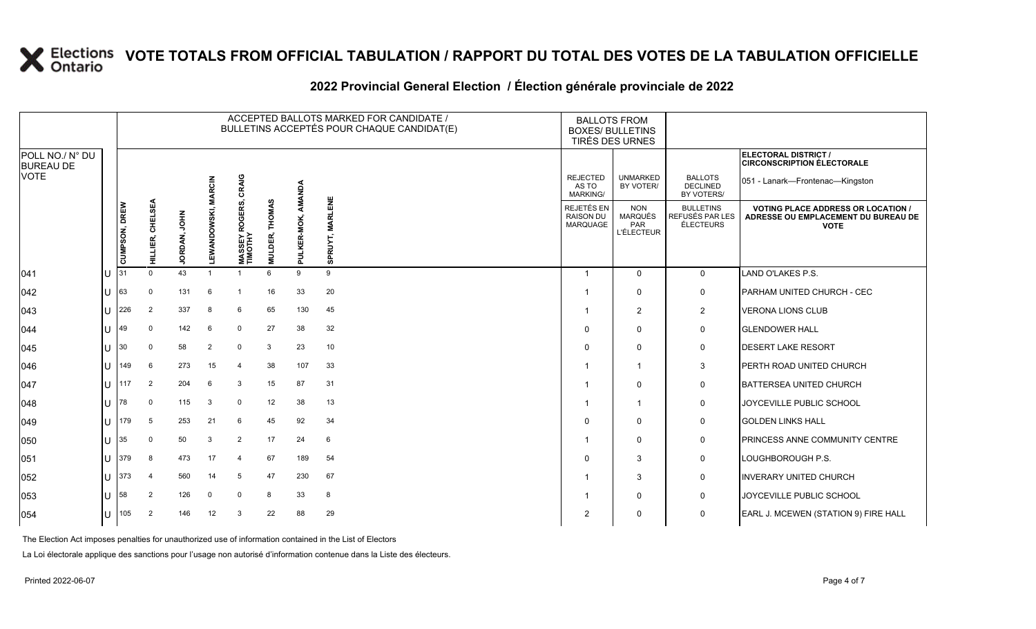# VOTE TOTALS FROM OFFICIAL TABULATION / RAPPORT DU TOTAL DES VOTES DE LA TABULATION OFFICIELLE

## 2022 Provincial General Election / Élection générale provinciale de 2022

ELECTORAL DISTRICT / CIRCONSCRIPTION ÉLECTORALE: 051 - Lanark—Frontenac—Kingston

| POLL NO./ N° DU BUREAU DE VOTE | | ACCEPTED BALLOTS MARKED FOR CANDIDATE / BULLETINS ACCEPTÉS POUR CHAQUE CANDIDAT(E) | | | | | | | | BALLOTS FROM BOXES/ BULLETINS TIRÉS DES URNES | | | |
|---|---|---|---|---|---|---|---|---|---|---|---|---|---|
| | | CUMPSON, DREW | HILLIER, CHELSEA | JORDAN, JOHN | LEWANDOWSKI, MARCIN | MASSEY ROGERS, CRAIG TIMOTHY | MULDER, THOMAS | PULKER-MOK, AMANDA | SPRUYT, MARLENE | REJECTED AS TO MARKING/ REJETÉS EN RAISON DU MARQUAGE | UNMARKED BY VOTER/ NON MARQUÉS PAR L'ÉLECTEUR | BALLOTS DECLINED BY VOTERS/ BULLETINS REFUSÉS PAR LES ÉLECTEURS | VOTING PLACE ADDRESS OR LOCATION / ADRESSE OU EMPLACEMENT DU BUREAU DE VOTE |
| 041 | U | 31 | 0 | 43 | 1 | 1 | 6 | 9 | 9 | 1 | 0 | 0 | LAND O'LAKES P.S. |
| 042 | U | 63 | 0 | 131 | 6 | 1 | 16 | 33 | 20 | 1 | 0 | 0 | PARHAM UNITED CHURCH - CEC |
| 043 | U | 226 | 2 | 337 | 8 | 6 | 65 | 130 | 45 | 1 | 2 | 2 | VERONA LIONS CLUB |
| 044 | U | 49 | 0 | 142 | 6 | 0 | 27 | 38 | 32 | 0 | 0 | 0 | GLENDOWER HALL |
| 045 | U | 30 | 0 | 58 | 2 | 0 | 3 | 23 | 10 | 0 | 0 | 0 | DESERT LAKE RESORT |
| 046 | U | 149 | 6 | 273 | 15 | 4 | 38 | 107 | 33 | 1 | 1 | 3 | PERTH ROAD UNITED CHURCH |
| 047 | U | 117 | 2 | 204 | 6 | 3 | 15 | 87 | 31 | 1 | 0 | 0 | BATTERSEA UNITED CHURCH |
| 048 | U | 78 | 0 | 115 | 3 | 0 | 12 | 38 | 13 | 1 | 1 | 0 | JOYCEVILLE PUBLIC SCHOOL |
| 049 | U | 179 | 5 | 253 | 21 | 6 | 45 | 92 | 34 | 0 | 0 | 0 | GOLDEN LINKS HALL |
| 050 | U | 35 | 0 | 50 | 3 | 2 | 17 | 24 | 6 | 1 | 0 | 0 | PRINCESS ANNE COMMUNITY CENTRE |
| 051 | U | 379 | 8 | 473 | 17 | 4 | 67 | 189 | 54 | 0 | 3 | 0 | LOUGHBOROUGH P.S. |
| 052 | U | 373 | 4 | 560 | 14 | 5 | 47 | 230 | 67 | 1 | 3 | 0 | INVERARY UNITED CHURCH |
| 053 | U | 58 | 2 | 126 | 0 | 0 | 8 | 33 | 8 | 1 | 0 | 0 | JOYCEVILLE PUBLIC SCHOOL |
| 054 | U | 105 | 2 | 146 | 12 | 3 | 22 | 88 | 29 | 2 | 0 | 0 | EARL J. MCEWEN (STATION 9) FIRE HALL |

The Election Act imposes penalties for unauthorized use of information contained in the List of Electors

La Loi électorale applique des sanctions pour l'usage non autorisé d'information contenue dans la Liste des électeurs.

Printed 2022-06-07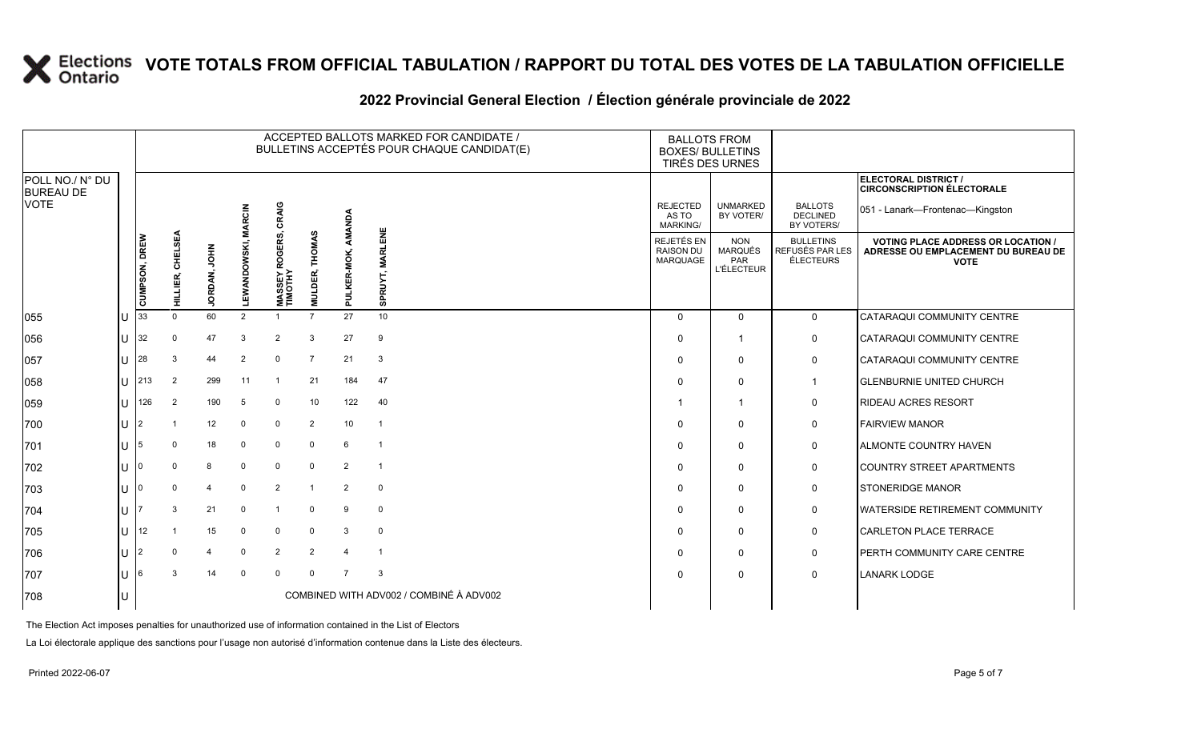# VOTE TOTALS FROM OFFICIAL TABULATION / RAPPORT DU TOTAL DES VOTES DE LA TABULATION OFFICIELLE

## 2022 Provincial General Election / Élection générale provinciale de 2022

ELECTORAL DISTRICT / CIRCONSCRIPTION ÉLECTORALE: 051 - Lanark—Frontenac—Kingston

| POLL NO./ N° DU BUREAU DE VOTE | | CUMPSON, DREW | HILLIER, CHELSEA | JORDAN, JOHN | LEWANDOWSKI, MARCIN | MASSEY ROGERS, CRAIG TIMOTHY | MULDER, THOMAS | PULKER-MOK, AMANDA | SPRUYT, MARLENE | REJECTED AS TO MARKING/ REJETÉS EN RAISON DU MARQUAGE | UNMARKED BY VOTER/ NON MARQUÉS PAR L'ÉLECTEUR | BALLOTS DECLINED BY VOTERS/ BULLETINS REFUSÉS PAR LES ÉLECTEURS | VOTING PLACE ADDRESS OR LOCATION / ADRESSE OU EMPLACEMENT DU BUREAU DE VOTE |
|---|---|---|---|---|---|---|---|---|---|---|---|---|---|
| 055 | U | 33 | 0 | 60 | 2 | 1 | 7 | 27 | 10 | 0 | 0 | 0 | CATARAQUI COMMUNITY CENTRE |
| 056 | U | 32 | 0 | 47 | 3 | 2 | 3 | 27 | 9 | 0 | 1 | 0 | CATARAQUI COMMUNITY CENTRE |
| 057 | U | 28 | 3 | 44 | 2 | 0 | 7 | 21 | 3 | 0 | 0 | 0 | CATARAQUI COMMUNITY CENTRE |
| 058 | U | 213 | 2 | 299 | 11 | 1 | 21 | 184 | 47 | 0 | 0 | 1 | GLENBURNIE UNITED CHURCH |
| 059 | U | 126 | 2 | 190 | 5 | 0 | 10 | 122 | 40 | 1 | 1 | 0 | RIDEAU ACRES RESORT |
| 700 | U | 2 | 1 | 12 | 0 | 0 | 2 | 10 | 1 | 0 | 0 | 0 | FAIRVIEW MANOR |
| 701 | U | 5 | 0 | 18 | 0 | 0 | 0 | 6 | 1 | 0 | 0 | 0 | ALMONTE COUNTRY HAVEN |
| 702 | U | 0 | 0 | 8 | 0 | 0 | 0 | 2 | 1 | 0 | 0 | 0 | COUNTRY STREET APARTMENTS |
| 703 | U | 0 | 0 | 4 | 0 | 2 | 1 | 2 | 0 | 0 | 0 | 0 | STONERIDGE MANOR |
| 704 | U | 7 | 3 | 21 | 0 | 1 | 0 | 9 | 0 | 0 | 0 | 0 | WATERSIDE RETIREMENT COMMUNITY |
| 705 | U | 12 | 1 | 15 | 0 | 0 | 0 | 3 | 0 | 0 | 0 | 0 | CARLETON PLACE TERRACE |
| 706 | U | 2 | 0 | 4 | 0 | 2 | 2 | 4 | 1 | 0 | 0 | 0 | PERTH COMMUNITY CARE CENTRE |
| 707 | U | 6 | 3 | 14 | 0 | 0 | 0 | 7 | 3 | 0 | 0 | 0 | LANARK LODGE |
| 708 | U | COMBINED WITH ADV002 / COMBINÉ À ADV002 | | | | | | | | | | | |

The Election Act imposes penalties for unauthorized use of information contained in the List of Electors

La Loi électorale applique des sanctions pour l'usage non autorisé d'information contenue dans la Liste des électeurs.

Printed 2022-06-07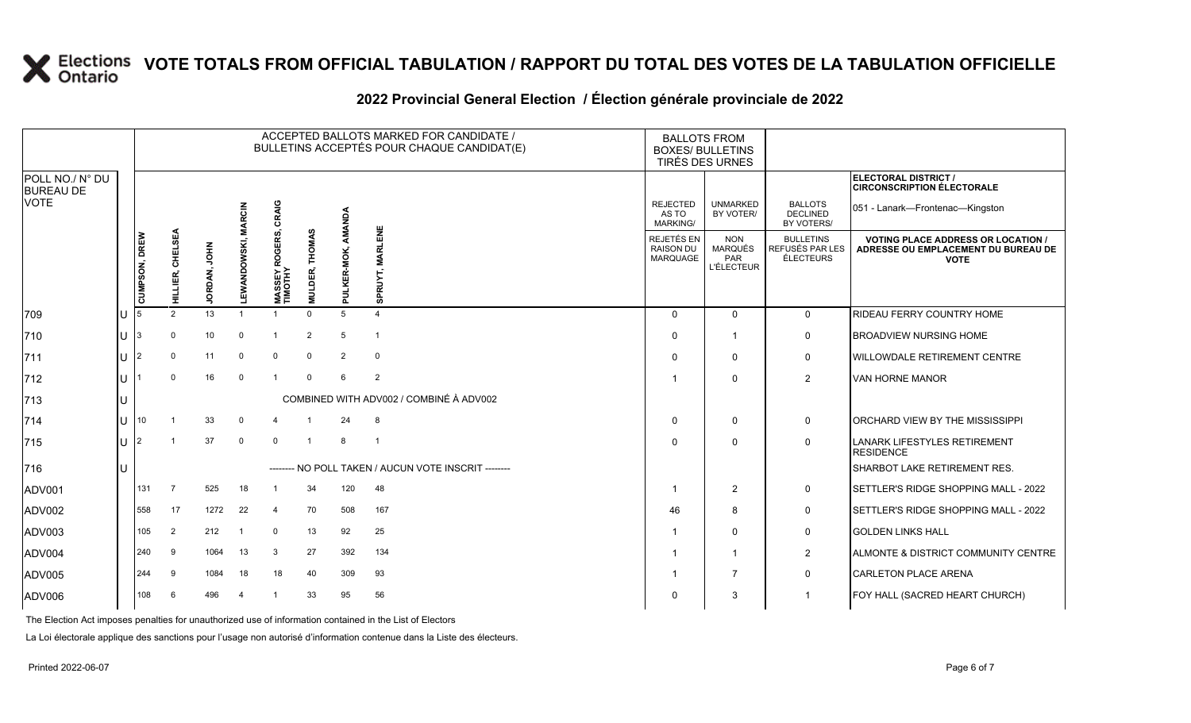# VOTE TOTALS FROM OFFICIAL TABULATION / RAPPORT DU TOTAL DES VOTES DE LA TABULATION OFFICIELLE

## 2022 Provincial General Election / Élection générale provinciale de 2022

| POLL NO./ N° DU BUREAU DE VOTE | | ACCEPTED BALLOTS MARKED FOR CANDIDATE / BULLETINS ACCEPTÉS POUR CHAQUE CANDIDAT(E) | | | | | | | | BALLOTS FROM BOXES/ BULLETINS TIRÉS DES URNES | | | ELECTORAL DISTRICT / CIRCONSCRIPTION ÉLECTORALE 051 - Lanark—Frontenac—Kingston |
|---|---|---|---|---|---|---|---|---|---|---|---|---|---|
| | | CUMPSON, DREW | HILLIER, CHELSEA | JORDAN, JOHN | LEWANDOWSKI, MARCIN | MASSEY ROGERS, CRAIG TIMOTHY | MULDER, THOMAS | PULKER-MOK, AMANDA | SPRUYT, MARLENE | REJECTED AS TO MARKING/ REJETÉS EN RAISON DU MARQUAGE | UNMARKED BY VOTER/ NON MARQUÉS PAR L'ÉLECTEUR | BALLOTS DECLINED BY VOTERS/ BULLETINS REFUSÉS PAR LES ÉLECTEURS | VOTING PLACE ADDRESS OR LOCATION / ADRESSE OU EMPLACEMENT DU BUREAU DE VOTE |
| 709 | U | 5 | 2 | 13 | 1 | 1 | 0 | 5 | 4 | 0 | 0 | 0 | RIDEAU FERRY COUNTRY HOME |
| 710 | U | 3 | 0 | 10 | 0 | 1 | 2 | 5 | 1 | 0 | 1 | 0 | BROADVIEW NURSING HOME |
| 711 | U | 2 | 0 | 11 | 0 | 0 | 0 | 2 | 0 | 0 | 0 | 0 | WILLOWDALE RETIREMENT CENTRE |
| 712 | U | 1 | 0 | 16 | 0 | 1 | 0 | 6 | 2 | 1 | 0 | 2 | VAN HORNE MANOR |
| 713 | U | COMBINED WITH ADV002 / COMBINÉ À ADV002 | | | | | | | | | | | |
| 714 | U | 10 | 1 | 33 | 0 | 4 | 1 | 24 | 8 | 0 | 0 | 0 | ORCHARD VIEW BY THE MISSISSIPPI |
| 715 | U | 2 | 1 | 37 | 0 | 0 | 1 | 8 | 1 | 0 | 0 | 0 | LANARK LIFESTYLES RETIREMENT RESIDENCE |
| 716 | U | -------- NO POLL TAKEN / AUCUN VOTE INSCRIT -------- | | | | | | | | | | | SHARBOT LAKE RETIREMENT RES. |
| ADV001 | | 131 | 7 | 525 | 18 | 1 | 34 | 120 | 48 | 1 | 2 | 0 | SETTLER'S RIDGE SHOPPING MALL - 2022 |
| ADV002 | | 558 | 17 | 1272 | 22 | 4 | 70 | 508 | 167 | 46 | 8 | 0 | SETTLER'S RIDGE SHOPPING MALL - 2022 |
| ADV003 | | 105 | 2 | 212 | 1 | 0 | 13 | 92 | 25 | 1 | 0 | 0 | GOLDEN LINKS HALL |
| ADV004 | | 240 | 9 | 1064 | 13 | 3 | 27 | 392 | 134 | 1 | 1 | 2 | ALMONTE & DISTRICT COMMUNITY CENTRE |
| ADV005 | | 244 | 9 | 1084 | 18 | 18 | 40 | 309 | 93 | 1 | 7 | 0 | CARLETON PLACE ARENA |
| ADV006 | | 108 | 6 | 496 | 4 | 1 | 33 | 95 | 56 | 0 | 3 | 1 | FOY HALL (SACRED HEART CHURCH) |

The Election Act imposes penalties for unauthorized use of information contained in the List of Electors

La Loi électorale applique des sanctions pour l'usage non autorisé d'information contenue dans la Liste des électeurs.

Printed 2022-06-07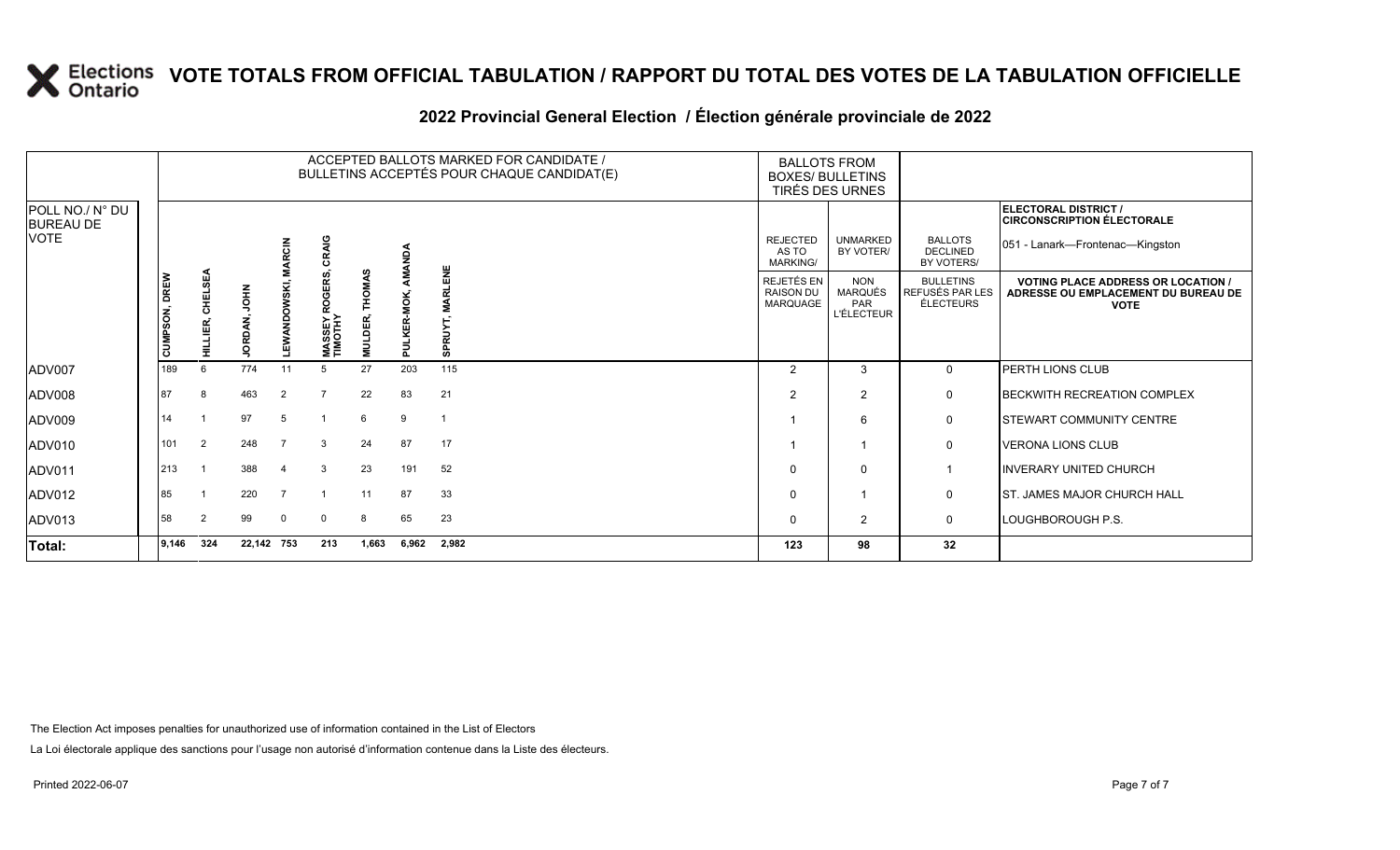# VOTE TOTALS FROM OFFICIAL TABULATION / RAPPORT DU TOTAL DES VOTES DE LA TABULATION OFFICIELLE

## 2022 Provincial General Election / Élection générale provinciale de 2022

**ELECTORAL DISTRICT / CIRCONSCRIPTION ÉLECTORALE:** 051 - Lanark—Frontenac—Kingston

| POLL NO./ N° DU BUREAU DE VOTE | ACCEPTED BALLOTS MARKED FOR CANDIDATE / BULLETINS ACCEPTÉS POUR CHAQUE CANDIDAT(E) | | | | | | | | BALLOTS FROM BOXES/ BULLETINS TIRÉS DES URNES | | | VOTING PLACE ADDRESS OR LOCATION / ADRESSE OU EMPLACEMENT DU BUREAU DE VOTE |
|---|---|---|---|---|---|---|---|---|---|---|---|---|
| | CUMPSON, DREW | HILLIER, CHELSEA | JORDAN, JOHN | LEWANDOWSKI, MARCIN | MASSEY ROGERS, CRAIG TIMOTHY | MULDER, THOMAS | PULKER-MOK, AMANDA | SPRUYT, MARLENE | REJECTED AS TO MARKING/ REJETÉS EN RAISON DU MARQUAGE | UNMARKED BY VOTER/ NON MARQUÉS PAR L'ÉLECTEUR | BALLOTS DECLINED BY VOTERS/ BULLETINS REFUSÉS PAR LES ÉLECTEURS | |
| ADV007 | 189 | 6 | 774 | 11 | 5 | 27 | 203 | 115 | 2 | 3 | 0 | PERTH LIONS CLUB |
| ADV008 | 87 | 8 | 463 | 2 | 7 | 22 | 83 | 21 | 2 | 2 | 0 | BECKWITH RECREATION COMPLEX |
| ADV009 | 14 | 1 | 97 | 5 | 1 | 6 | 9 | 1 | 1 | 6 | 0 | STEWART COMMUNITY CENTRE |
| ADV010 | 101 | 2 | 248 | 7 | 3 | 24 | 87 | 17 | 1 | 1 | 0 | VERONA LIONS CLUB |
| ADV011 | 213 | 1 | 388 | 4 | 3 | 23 | 191 | 52 | 0 | 0 | 1 | INVERARY UNITED CHURCH |
| ADV012 | 85 | 1 | 220 | 7 | 1 | 11 | 87 | 33 | 0 | 1 | 0 | ST. JAMES MAJOR CHURCH HALL |
| ADV013 | 58 | 2 | 99 | 0 | 0 | 8 | 65 | 23 | 0 | 2 | 0 | LOUGHBOROUGH P.S. |
| **Total:** | **9,146** | **324** | **22,142** | **753** | **213** | **1,663** | **6,962** | **2,982** | **123** | **98** | **32** | |

The Election Act imposes penalties for unauthorized use of information contained in the List of Electors

La Loi électorale applique des sanctions pour l'usage non autorisé d'information contenue dans la Liste des électeurs.

Printed 2022-06-07